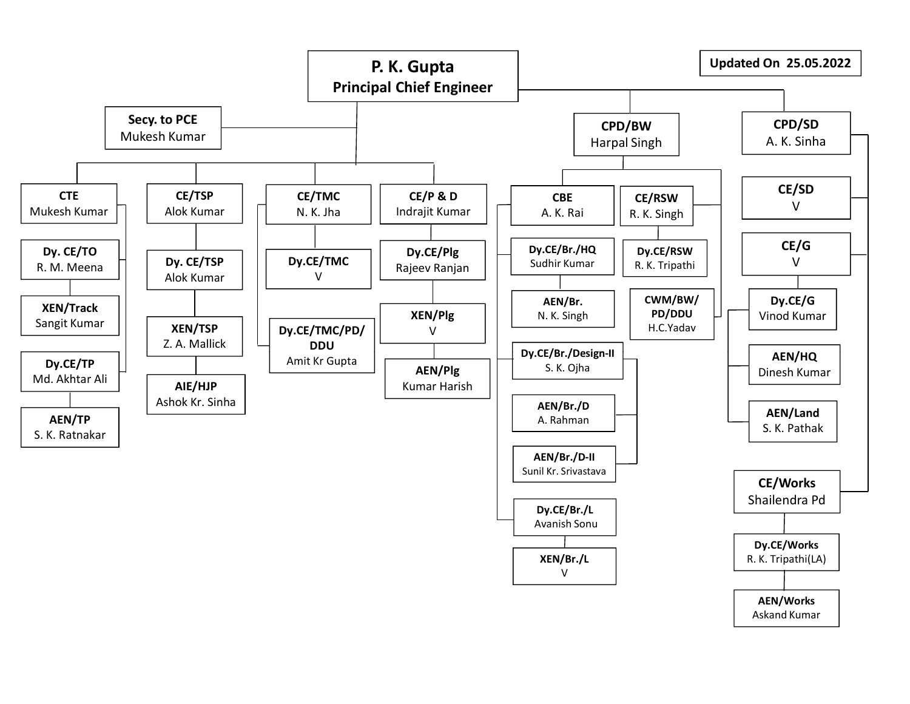Updated On 25.05.2022

# P. K. Gupta
## Principal Chief Engineer

- **Secy. to PCE** – Mukesh Kumar

### CTE – Mukesh Kumar
- **Dy. CE/TO** – R. M. Meena
  - **XEN/Track** – Sangit Kumar
- **Dy.CE/TP** – Md. Akhtar Ali
  - **AEN/TP** – S. K. Ratnakar

### CE/TSP – Alok Kumar
- **Dy. CE/TSP** – Alok Kumar
  - **XEN/TSP** – Z. A. Mallick
    - **AIE/HJP** – Ashok Kr. Sinha

### CE/TMC – N. K. Jha
- **Dy.CE/TMC** – V
- **Dy.CE/TMC/PD/DDU** – Amit Kr Gupta

### CE/P & D – Indrajit Kumar
- **Dy.CE/Plg** – Rajeev Ranjan
  - **XEN/Plg** – V
    - **AEN/Plg** – Kumar Harish

### CPD/BW – Harpal Singh
- **CBE** – A. K. Rai
  - **Dy.CE/Br./HQ** – Sudhir Kumar
    - **AEN/Br.** – N. K. Singh
  - **Dy.CE/Br./Design-II** – S. K. Ojha
    - **AEN/Br./D** – A. Rahman
    - **AEN/Br./D-II** – Sunil Kr. Srivastava
  - **Dy.CE/Br./L** – Avanish Sonu
    - **XEN/Br./L** – V
- **CE/RSW** – R. K. Singh
  - **Dy.CE/RSW** – R. K. Tripathi
- **CWM/BW/PD/DDU** – H.C.Yadav

### CPD/SD – A. K. Sinha
- **CE/SD** – V
- **CE/G** – V
  - **Dy.CE/G** – Vinod Kumar
  - **AEN/HQ** – Dinesh Kumar
  - **AEN/Land** – S. K. Pathak
- **CE/Works** – Shailendra Pd
  - **Dy.CE/Works** – R. K. Tripathi(LA)
    - **AEN/Works** – Askand Kumar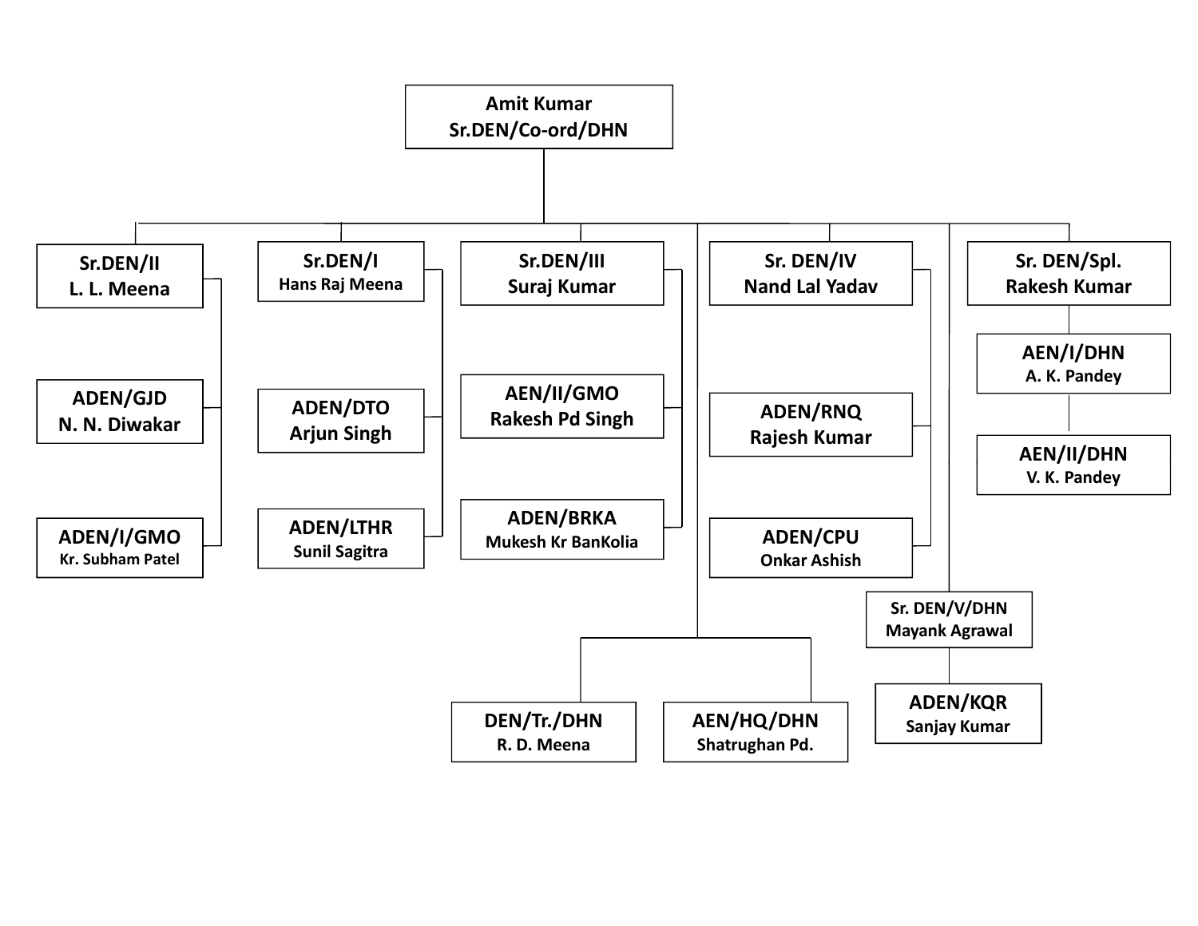**Amit Kumar**
**Sr.DEN/Co-ord/DHN**

- **Sr.DEN/II** — L. L. Meena
  - ADEN/GJD — N. N. Diwakar
  - ADEN/I/GMO — Kr. Subham Patel
- **Sr.DEN/I** — Hans Raj Meena
  - ADEN/DTO — Arjun Singh
  - ADEN/LTHR — Sunil Sagitra
- **Sr.DEN/III** — Suraj Kumar
  - AEN/II/GMO — Rakesh Pd Singh
  - ADEN/BRKA — Mukesh Kr BanKolia
- **Sr. DEN/IV** — Nand Lal Yadav
  - ADEN/RNQ — Rajesh Kumar
  - ADEN/CPU — Onkar Ashish
- **Sr. DEN/Spl.** — Rakesh Kumar
  - AEN/I/DHN — A. K. Pandey
  - AEN/II/DHN — V. K. Pandey
- DEN/Tr./DHN — R. D. Meena
- AEN/HQ/DHN — Shatrughan Pd.
- **Sr. DEN/V/DHN** — Mayank Agrawal
  - ADEN/KQR — Sanjay Kumar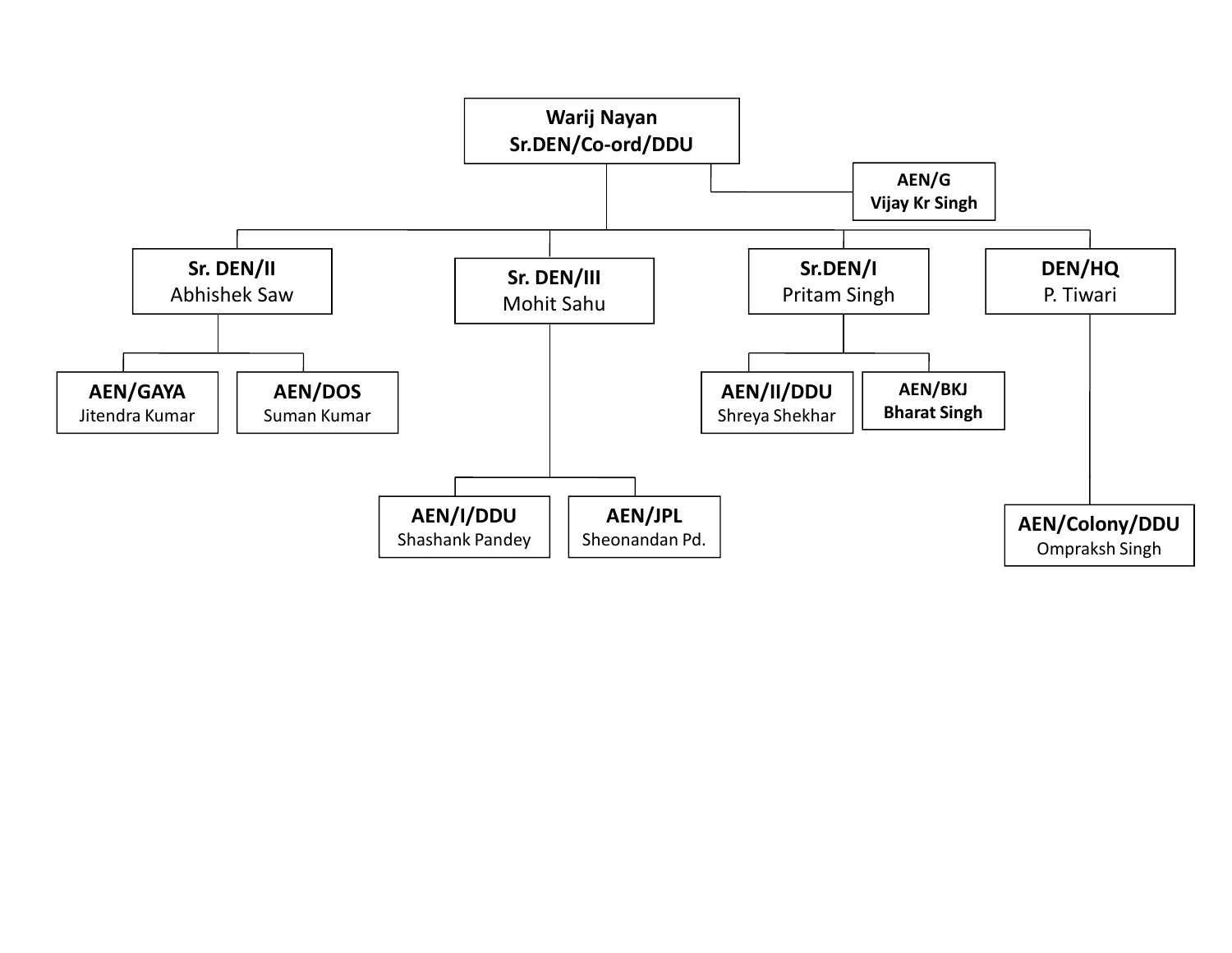- **Warij Nayan** — **Sr.DEN/Co-ord/DDU**
  - **AEN/G** — **Vijay Kr Singh**
  - **Sr. DEN/II** — Abhishek Saw
    - **AEN/GAYA** — Jitendra Kumar
    - **AEN/DOS** — Suman Kumar
  - **Sr. DEN/III** — Mohit Sahu
    - **AEN/I/DDU** — Shashank Pandey
    - **AEN/JPL** — Sheonandan Pd.
  - **Sr.DEN/I** — Pritam Singh
    - **AEN/II/DDU** — Shreya Shekhar
    - **AEN/BKJ** — **Bharat Singh**
  - **DEN/HQ** — P. Tiwari
    - **AEN/Colony/DDU** — Ompraksh Singh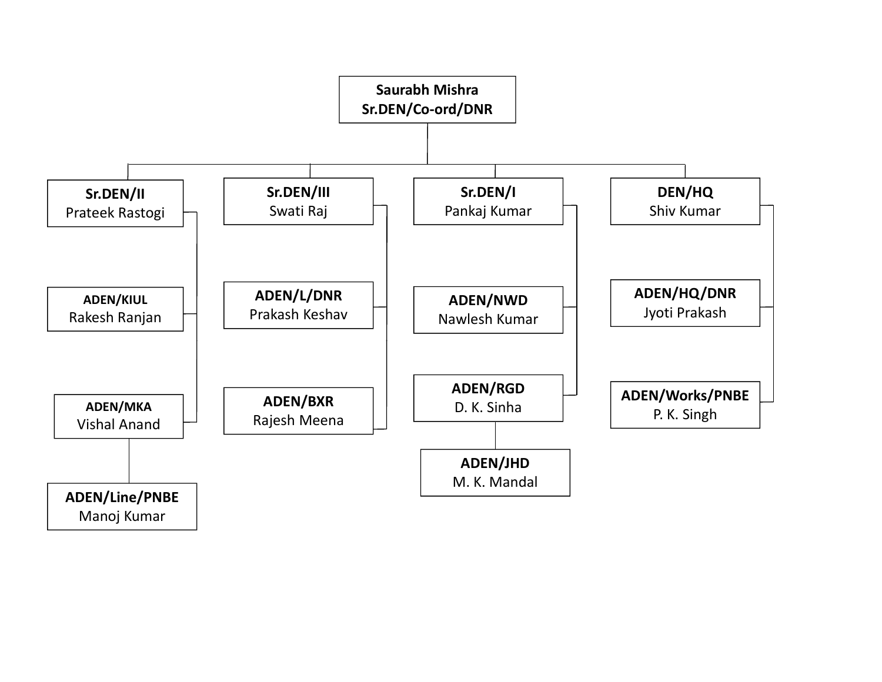**Saurabh Mishra**
**Sr.DEN/Co-ord/DNR**

- **Sr.DEN/II** – Prateek Rastogi
  - **ADEN/KIUL** – Rakesh Ranjan
  - **ADEN/MKA** – Vishal Anand
    - **ADEN/Line/PNBE** – Manoj Kumar
- **Sr.DEN/III** – Swati Raj
  - **ADEN/L/DNR** – Prakash Keshav
  - **ADEN/BXR** – Rajesh Meena
- **Sr.DEN/I** – Pankaj Kumar
  - **ADEN/NWD** – Nawlesh Kumar
  - **ADEN/RGD** – D. K. Sinha
    - **ADEN/JHD** – M. K. Mandal
- **DEN/HQ** – Shiv Kumar
  - **ADEN/HQ/DNR** – Jyoti Prakash
  - **ADEN/Works/PNBE** – P. K. Singh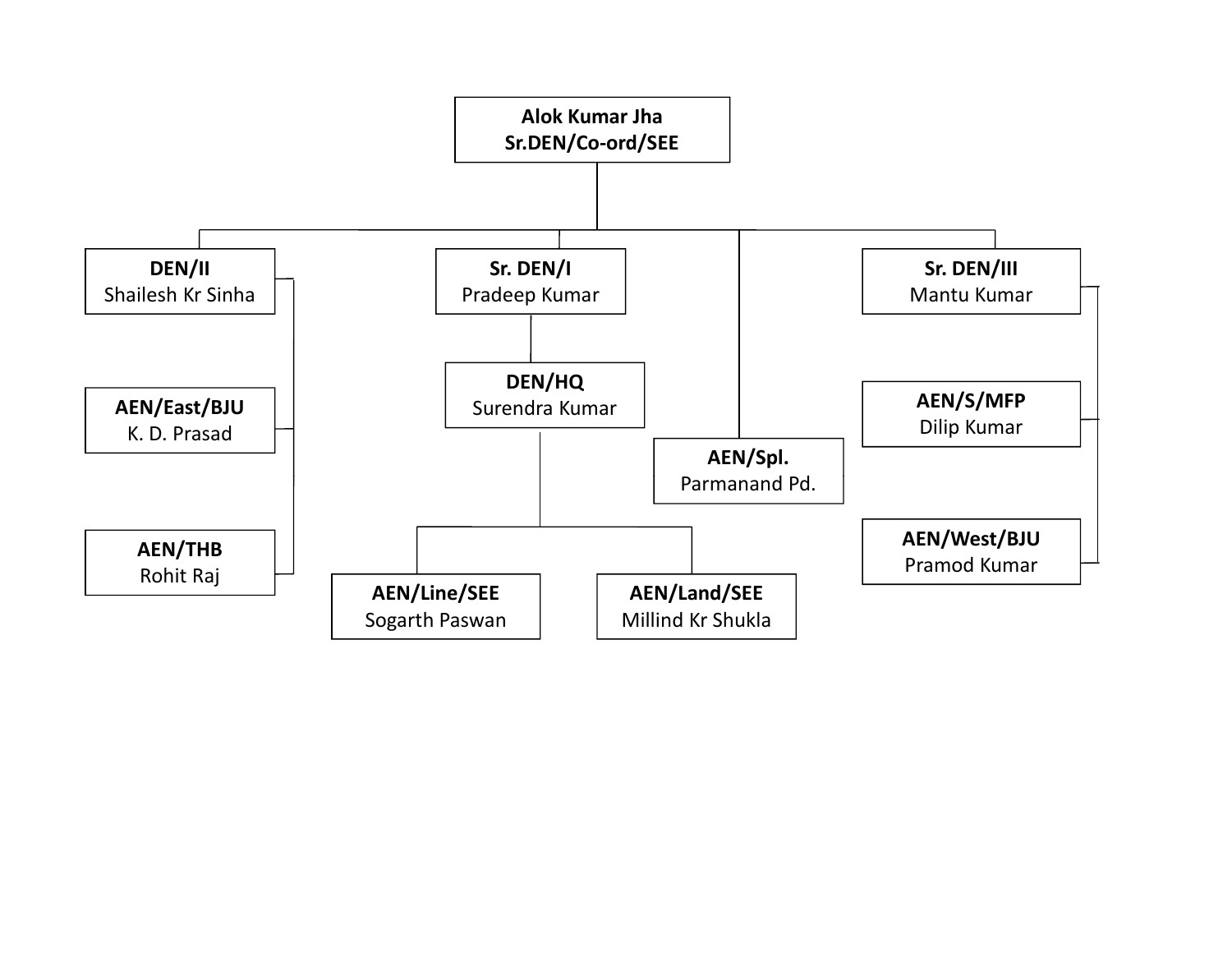**Alok Kumar Jha**
**Sr.DEN/Co-ord/SEE**

- **DEN/II** — Shailesh Kr Sinha
  - **AEN/East/BJU** — K. D. Prasad
  - **AEN/THB** — Rohit Raj
- **Sr. DEN/I** — Pradeep Kumar
  - **DEN/HQ** — Surendra Kumar
    - **AEN/Line/SEE** — Sogarth Paswan
    - **AEN/Land/SEE** — Millind Kr Shukla
- **AEN/Spl.** — Parmanand Pd.
- **Sr. DEN/III** — Mantu Kumar
  - **AEN/S/MFP** — Dilip Kumar
  - **AEN/West/BJU** — Pramod Kumar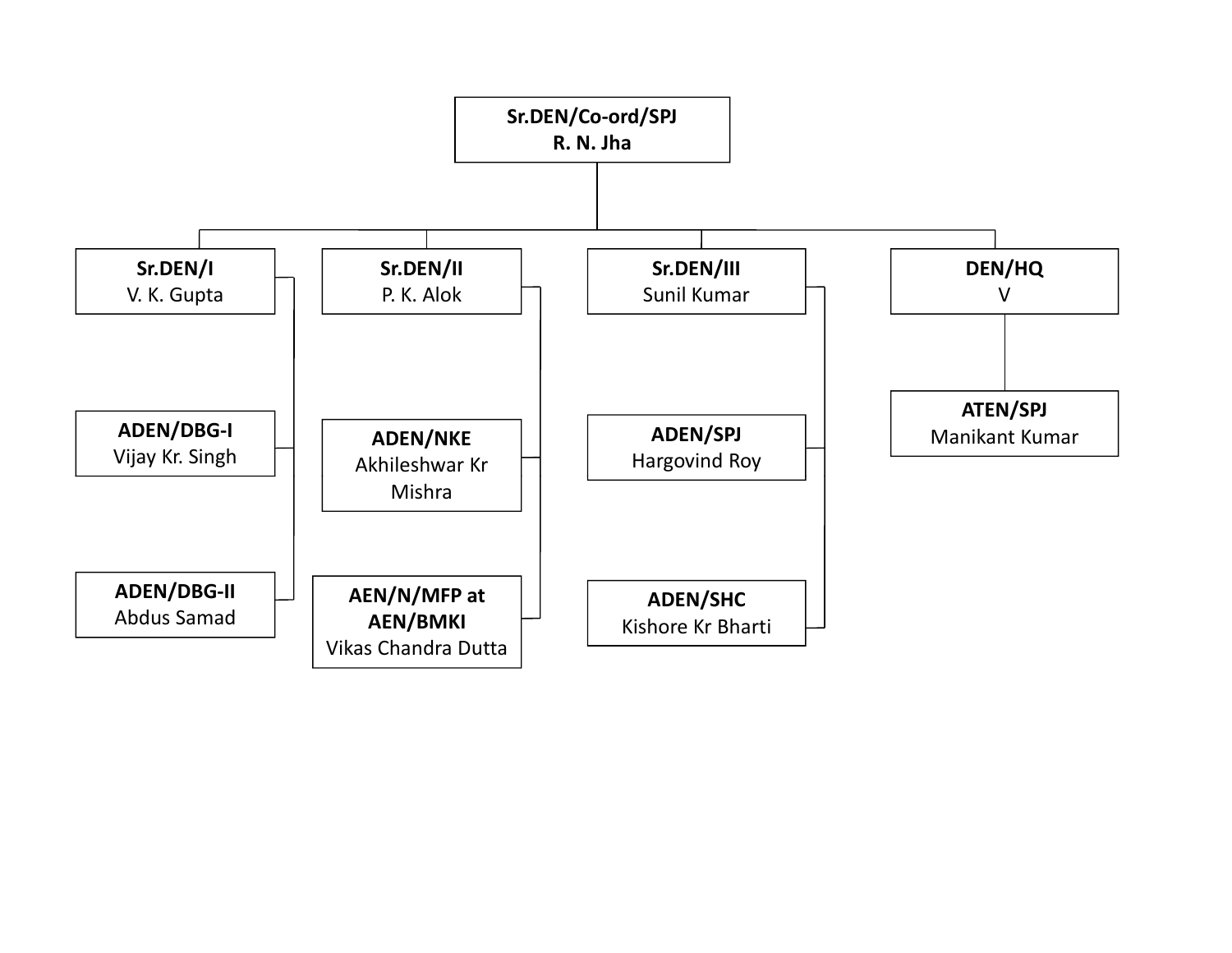**Sr.DEN/Co-ord/SPJ**
**R. N. Jha**

- **Sr.DEN/I** — V. K. Gupta
  - **ADEN/DBG-I** — Vijay Kr. Singh
  - **ADEN/DBG-II** — Abdus Samad
- **Sr.DEN/II** — P. K. Alok
  - **ADEN/NKE** — Akhileshwar Kr Mishra
  - **AEN/N/MFP at AEN/BMKI** — Vikas Chandra Dutta
- **Sr.DEN/III** — Sunil Kumar
  - **ADEN/SPJ** — Hargovind Roy
  - **ADEN/SHC** — Kishore Kr Bharti
- **DEN/HQ** — V
  - **ATEN/SPJ** — Manikant Kumar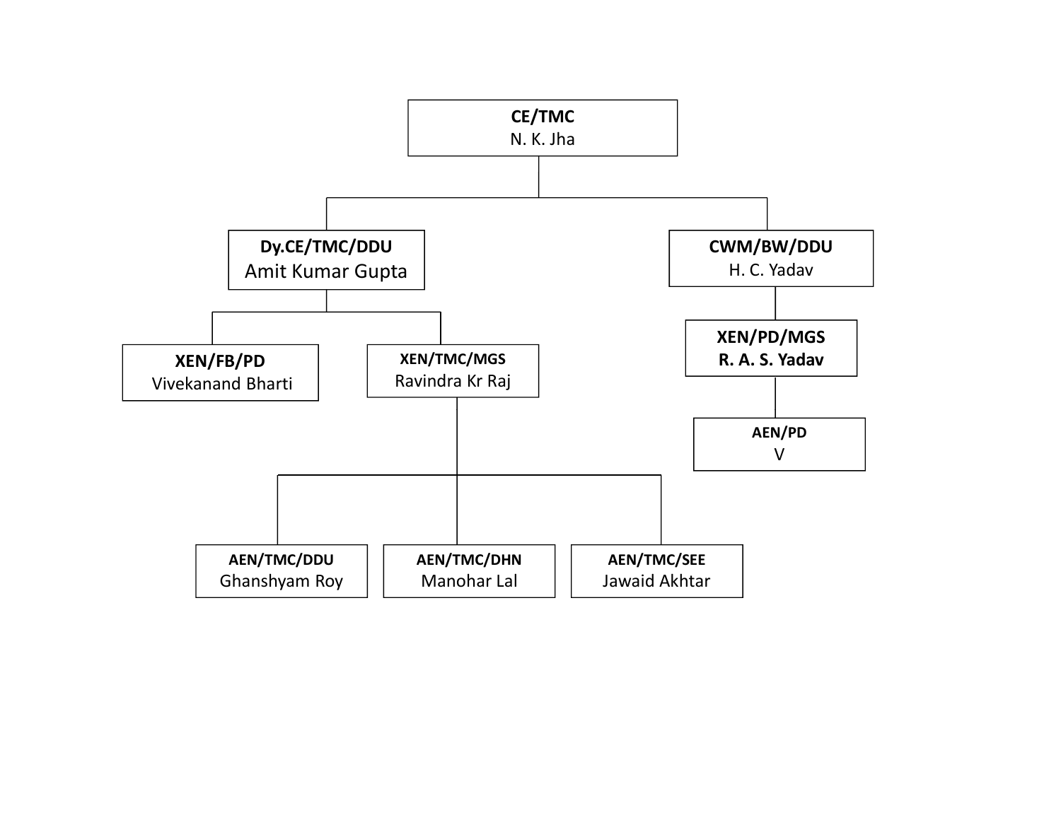- **CE/TMC** – N. K. Jha
  - **Dy.CE/TMC/DDU** – Amit Kumar Gupta
    - **XEN/FB/PD** – Vivekanand Bharti
    - **XEN/TMC/MGS** – Ravindra Kr Raj
      - **AEN/TMC/DDU** – Ghanshyam Roy
      - **AEN/TMC/DHN** – Manohar Lal
      - **AEN/TMC/SEE** – Jawaid Akhtar
  - **CWM/BW/DDU** – H. C. Yadav
    - **XEN/PD/MGS** – **R. A. S. Yadav**
      - **AEN/PD** – V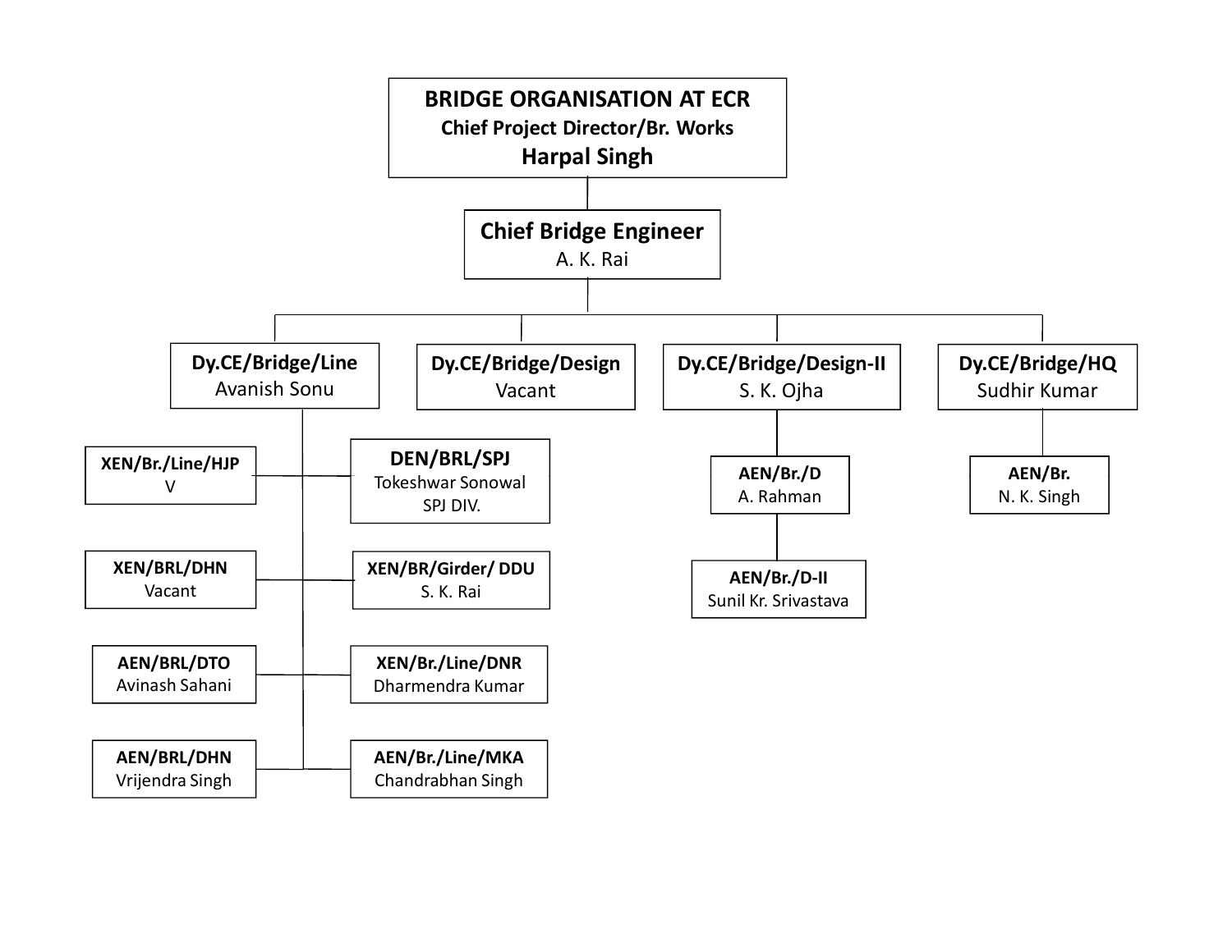# BRIDGE ORGANISATION AT ECR

**Chief Project Director/Br. Works**

**Harpal Singh**

**Chief Bridge Engineer**
A. K. Rai

**Dy.CE/Bridge/Line**
Avanish Sonu

**Dy.CE/Bridge/Design**
Vacant

**Dy.CE/Bridge/Design-II**
S. K. Ojha

**Dy.CE/Bridge/HQ**
Sudhir Kumar

**XEN/Br./Line/HJP**
V

**DEN/BRL/SPJ**
Tokeshwar Sonowal
SPJ DIV.

**XEN/BRL/DHN**
Vacant

**XEN/BR/Girder/ DDU**
S. K. Rai

**AEN/BRL/DTO**
Avinash Sahani

**XEN/Br./Line/DNR**
Dharmendra Kumar

**AEN/BRL/DHN**
Vrijendra Singh

**AEN/Br./Line/MKA**
Chandrabhan Singh

**AEN/Br./D**
A. Rahman

**AEN/Br./D-II**
Sunil Kr. Srivastava

**AEN/Br.**
N. K. Singh